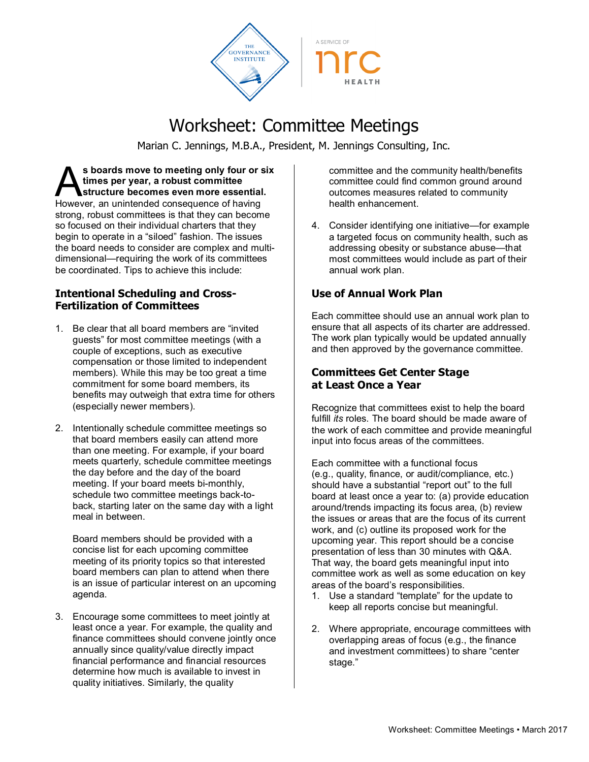# Worksheet: Committee Meetings

Marian C. Jennings, M.B.A., President, M. Jennings Consulting, Inc.

**As boards move to meeting only four or six times per year, a robust committee structure becomes even more essential.** However, an unintended consequence of having strong, robust committees is that they can become so focused on their individual charters that they begin to operate in a "siloed" fashion. The issues the board needs to consider are complex and multi-dimensional—requiring the work of its committees be coordinated. Tips to achieve this include:

## Intentional Scheduling and Cross-Fertilization of Committees

1. Be clear that all board members are "invited guests" for most committee meetings (with a couple of exceptions, such as executive compensation or those limited to independent members). While this may be too great a time commitment for some board members, its benefits may outweigh that extra time for others (especially newer members).

2. Intentionally schedule committee meetings so that board members easily can attend more than one meeting. For example, if your board meets quarterly, schedule committee meetings the day before and the day of the board meeting. If your board meets bi-monthly, schedule two committee meetings back-to-back, starting later on the same day with a light meal in between.

   Board members should be provided with a concise list for each upcoming committee meeting of its priority topics so that interested board members can plan to attend when there is an issue of particular interest on an upcoming agenda.

3. Encourage some committees to meet jointly at least once a year. For example, the quality and finance committees should convene jointly once annually since quality/value directly impact financial performance and financial resources determine how much is available to invest in quality initiatives. Similarly, the quality committee and the community health/benefits committee could find common ground around outcomes measures related to community health enhancement.

4. Consider identifying one initiative—for example a targeted focus on community health, such as addressing obesity or substance abuse—that most committees would include as part of their annual work plan.

## Use of Annual Work Plan

Each committee should use an annual work plan to ensure that all aspects of its charter are addressed. The work plan typically would be updated annually and then approved by the governance committee.

## Committees Get Center Stage at Least Once a Year

Recognize that committees exist to help the board fulfill *its* roles. The board should be made aware of the work of each committee and provide meaningful input into focus areas of the committees.

Each committee with a functional focus (e.g., quality, finance, or audit/compliance, etc.) should have a substantial "report out" to the full board at least once a year to: (a) provide education around/trends impacting its focus area, (b) review the issues or areas that are the focus of its current work, and (c) outline its proposed work for the upcoming year. This report should be a concise presentation of less than 30 minutes with Q&A. That way, the board gets meaningful input into committee work as well as some education on key areas of the board's responsibilities.

1. Use a standard "template" for the update to keep all reports concise but meaningful.

2. Where appropriate, encourage committees with overlapping areas of focus (e.g., the finance and investment committees) to share "center stage."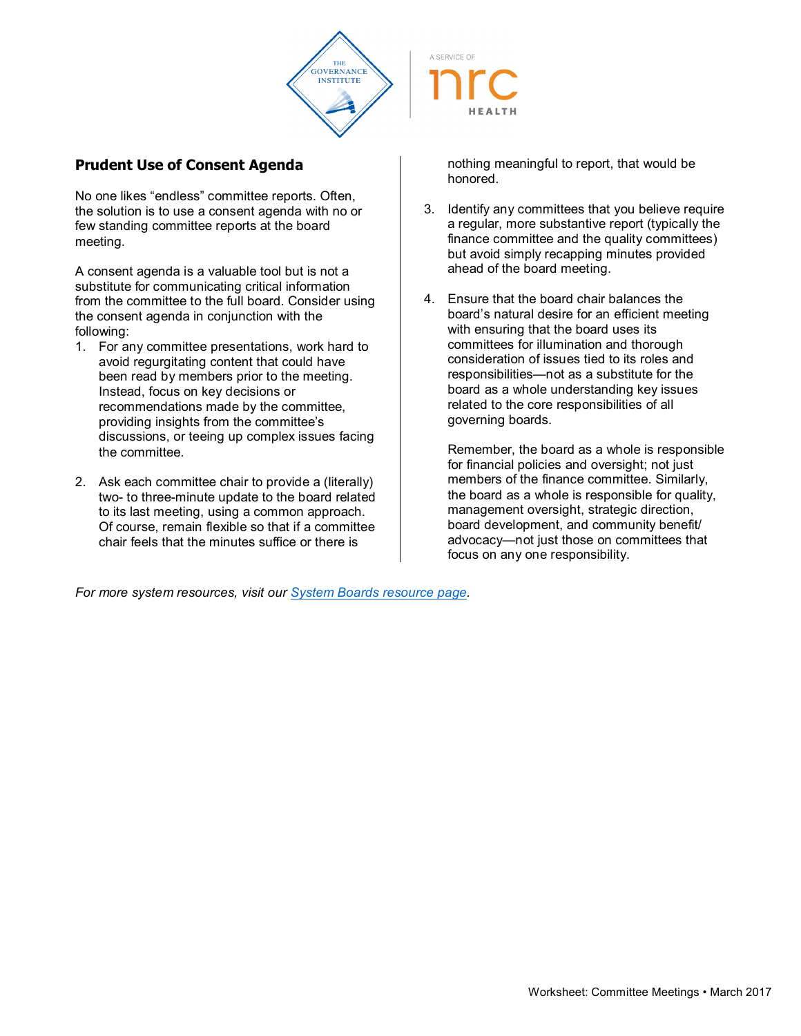## Prudent Use of Consent Agenda

No one likes "endless" committee reports. Often, the solution is to use a consent agenda with no or few standing committee reports at the board meeting.

A consent agenda is a valuable tool but is not a substitute for communicating critical information from the committee to the full board. Consider using the consent agenda in conjunction with the following:

1. For any committee presentations, work hard to avoid regurgitating content that could have been read by members prior to the meeting. Instead, focus on key decisions or recommendations made by the committee, providing insights from the committee's discussions, or teeing up complex issues facing the committee.

2. Ask each committee chair to provide a (literally) two- to three-minute update to the board related to its last meeting, using a common approach. Of course, remain flexible so that if a committee chair feels that the minutes suffice or there is nothing meaningful to report, that would be honored.

3. Identify any committees that you believe require a regular, more substantive report (typically the finance committee and the quality committees) but avoid simply recapping minutes provided ahead of the board meeting.

4. Ensure that the board chair balances the board's natural desire for an efficient meeting with ensuring that the board uses its committees for illumination and thorough consideration of issues tied to its roles and responsibilities—not as a substitute for the board as a whole understanding key issues related to the core responsibilities of all governing boards.

   Remember, the board as a whole is responsible for financial policies and oversight; not just members of the finance committee. Similarly, the board as a whole is responsible for quality, management oversight, strategic direction, board development, and community benefit/advocacy—not just those on committees that focus on any one responsibility.

*For more system resources, visit our [System Boards resource page](#).*